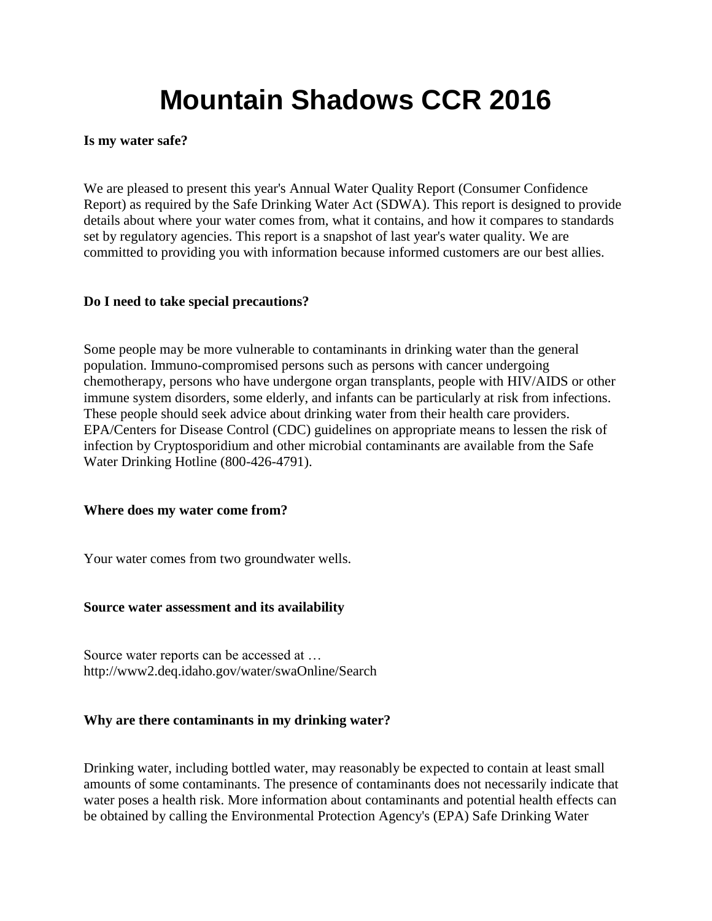# Mountain Shadows CCR 2016

**Is my water safe?**

We are pleased to present this year's Annual Water Quality Report (Consumer Confidence Report) as required by the Safe Drinking Water Act (SDWA). This report is designed to provide details about where your water comes from, what it contains, and how it compares to standards set by regulatory agencies. This report is a snapshot of last year's water quality. We are committed to providing you with information because informed customers are our best allies.

**Do I need to take special precautions?**

Some people may be more vulnerable to contaminants in drinking water than the general population. Immuno-compromised persons such as persons with cancer undergoing chemotherapy, persons who have undergone organ transplants, people with HIV/AIDS or other immune system disorders, some elderly, and infants can be particularly at risk from infections. These people should seek advice about drinking water from their health care providers. EPA/Centers for Disease Control (CDC) guidelines on appropriate means to lessen the risk of infection by Cryptosporidium and other microbial contaminants are available from the Safe Water Drinking Hotline (800-426-4791).

**Where does my water come from?**

Your water comes from two groundwater wells.

**Source water assessment and its availability**

Source water reports can be accessed at …
http://www2.deq.idaho.gov/water/swaOnline/Search

**Why are there contaminants in my drinking water?**

Drinking water, including bottled water, may reasonably be expected to contain at least small amounts of some contaminants. The presence of contaminants does not necessarily indicate that water poses a health risk. More information about contaminants and potential health effects can be obtained by calling the Environmental Protection Agency's (EPA) Safe Drinking Water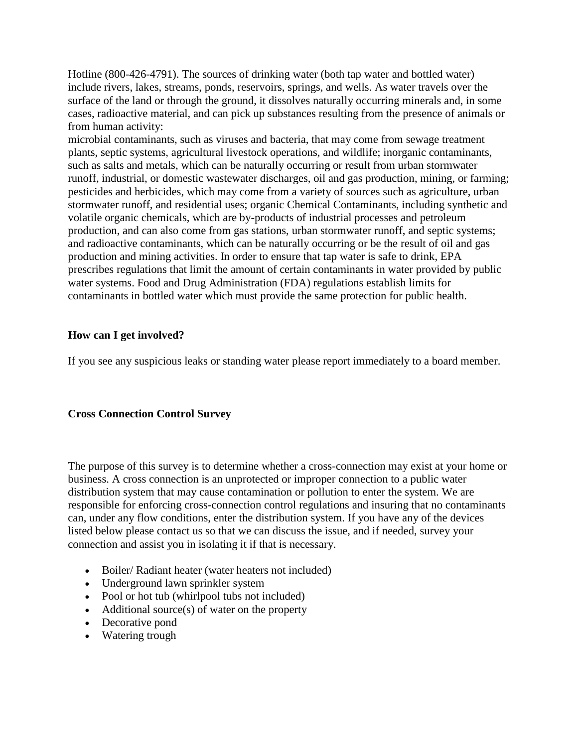Hotline (800-426-4791). The sources of drinking water (both tap water and bottled water) include rivers, lakes, streams, ponds, reservoirs, springs, and wells. As water travels over the surface of the land or through the ground, it dissolves naturally occurring minerals and, in some cases, radioactive material, and can pick up substances resulting from the presence of animals or from human activity:
microbial contaminants, such as viruses and bacteria, that may come from sewage treatment plants, septic systems, agricultural livestock operations, and wildlife; inorganic contaminants, such as salts and metals, which can be naturally occurring or result from urban stormwater runoff, industrial, or domestic wastewater discharges, oil and gas production, mining, or farming; pesticides and herbicides, which may come from a variety of sources such as agriculture, urban stormwater runoff, and residential uses; organic Chemical Contaminants, including synthetic and volatile organic chemicals, which are by-products of industrial processes and petroleum production, and can also come from gas stations, urban stormwater runoff, and septic systems; and radioactive contaminants, which can be naturally occurring or be the result of oil and gas production and mining activities. In order to ensure that tap water is safe to drink, EPA prescribes regulations that limit the amount of certain contaminants in water provided by public water systems. Food and Drug Administration (FDA) regulations establish limits for contaminants in bottled water which must provide the same protection for public health.

**How can I get involved?**

If you see any suspicious leaks or standing water please report immediately to a board member.

**Cross Connection Control Survey**

The purpose of this survey is to determine whether a cross-connection may exist at your home or business. A cross connection is an unprotected or improper connection to a public water distribution system that may cause contamination or pollution to enter the system. We are responsible for enforcing cross-connection control regulations and insuring that no contaminants can, under any flow conditions, enter the distribution system. If you have any of the devices listed below please contact us so that we can discuss the issue, and if needed, survey your connection and assist you in isolating it if that is necessary.

- Boiler/ Radiant heater (water heaters not included)
- Underground lawn sprinkler system
- Pool or hot tub (whirlpool tubs not included)
- Additional source(s) of water on the property
- Decorative pond
- Watering trough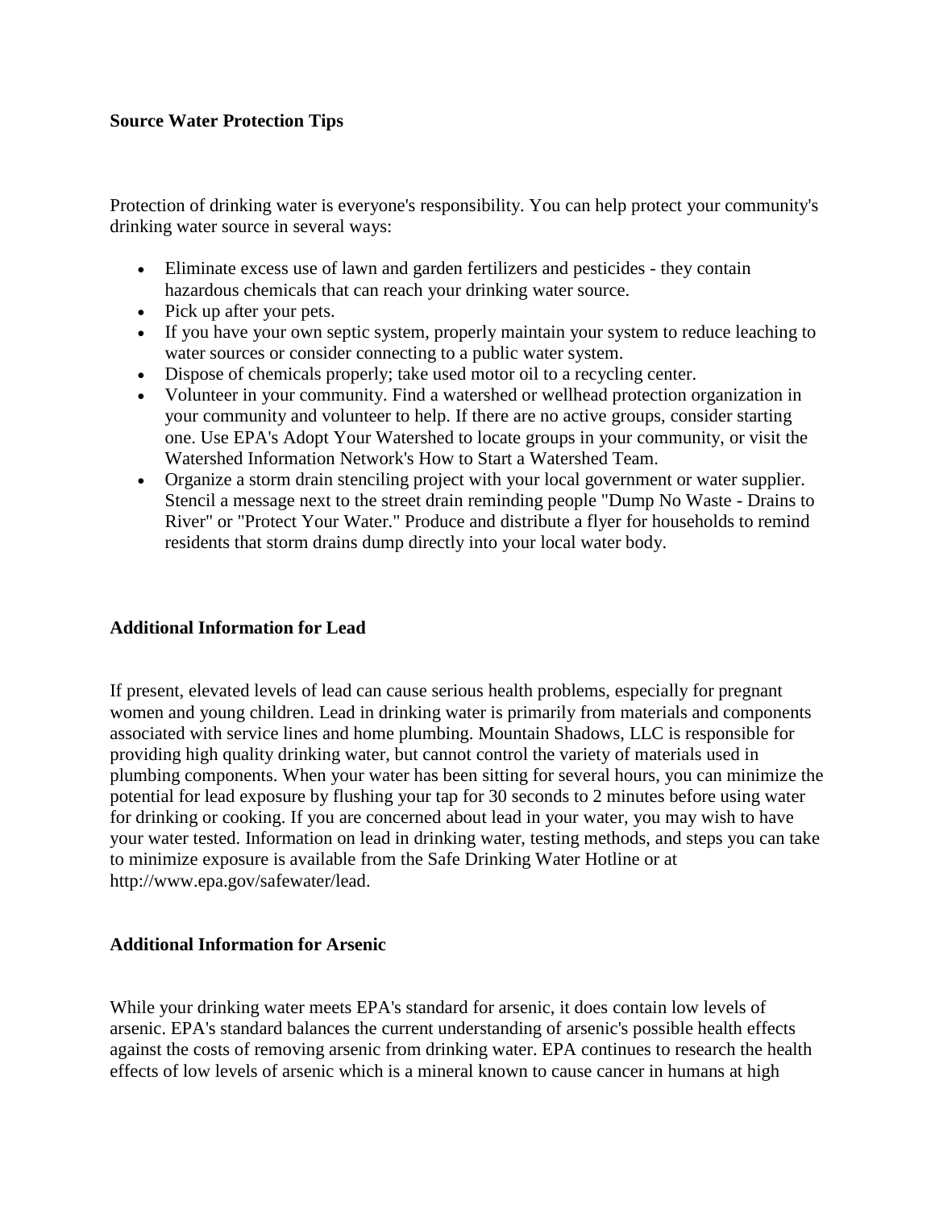## Source Water Protection Tips

Protection of drinking water is everyone's responsibility. You can help protect your community's drinking water source in several ways:

- Eliminate excess use of lawn and garden fertilizers and pesticides - they contain hazardous chemicals that can reach your drinking water source.
- Pick up after your pets.
- If you have your own septic system, properly maintain your system to reduce leaching to water sources or consider connecting to a public water system.
- Dispose of chemicals properly; take used motor oil to a recycling center.
- Volunteer in your community. Find a watershed or wellhead protection organization in your community and volunteer to help. If there are no active groups, consider starting one. Use EPA's Adopt Your Watershed to locate groups in your community, or visit the Watershed Information Network's How to Start a Watershed Team.
- Organize a storm drain stenciling project with your local government or water supplier. Stencil a message next to the street drain reminding people "Dump No Waste - Drains to River" or "Protect Your Water." Produce and distribute a flyer for households to remind residents that storm drains dump directly into your local water body.

## Additional Information for Lead

If present, elevated levels of lead can cause serious health problems, especially for pregnant women and young children. Lead in drinking water is primarily from materials and components associated with service lines and home plumbing. Mountain Shadows, LLC is responsible for providing high quality drinking water, but cannot control the variety of materials used in plumbing components. When your water has been sitting for several hours, you can minimize the potential for lead exposure by flushing your tap for 30 seconds to 2 minutes before using water for drinking or cooking. If you are concerned about lead in your water, you may wish to have your water tested. Information on lead in drinking water, testing methods, and steps you can take to minimize exposure is available from the Safe Drinking Water Hotline or at http://www.epa.gov/safewater/lead.

## Additional Information for Arsenic

While your drinking water meets EPA's standard for arsenic, it does contain low levels of arsenic. EPA's standard balances the current understanding of arsenic's possible health effects against the costs of removing arsenic from drinking water. EPA continues to research the health effects of low levels of arsenic which is a mineral known to cause cancer in humans at high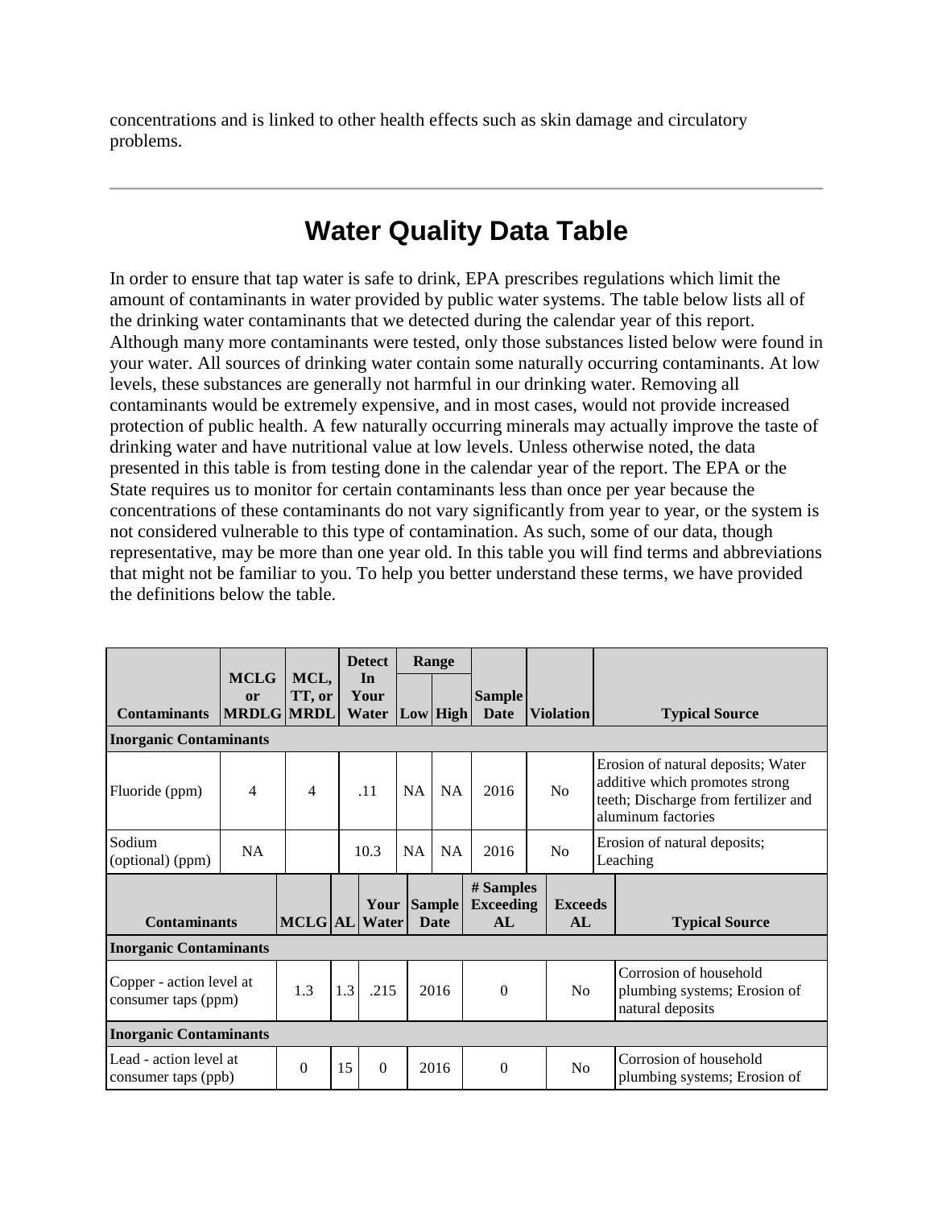concentrations and is linked to other health effects such as skin damage and circulatory problems.

---

# Water Quality Data Table

In order to ensure that tap water is safe to drink, EPA prescribes regulations which limit the amount of contaminants in water provided by public water systems. The table below lists all of the drinking water contaminants that we detected during the calendar year of this report. Although many more contaminants were tested, only those substances listed below were found in your water. All sources of drinking water contain some naturally occurring contaminants. At low levels, these substances are generally not harmful in our drinking water. Removing all contaminants would be extremely expensive, and in most cases, would not provide increased protection of public health. A few naturally occurring minerals may actually improve the taste of drinking water and have nutritional value at low levels. Unless otherwise noted, the data presented in this table is from testing done in the calendar year of the report. The EPA or the State requires us to monitor for certain contaminants less than once per year because the concentrations of these contaminants do not vary significantly from year to year, or the system is not considered vulnerable to this type of contamination. As such, some of our data, though representative, may be more than one year old. In this table you will find terms and abbreviations that might not be familiar to you. To help you better understand these terms, we have provided the definitions below the table.

| Contaminants | MCLG or MRDLG | MCL, TT, or MRDL | Detect In Your Water | Range | | Sample Date | Violation | Typical Source |
|---|---|---|---|---|---|---|---|---|
| | | | | Low | High | | | |
| **Inorganic Contaminants** | | | | | | | | |
| Fluoride (ppm) | 4 | 4 | .11 | NA | NA | 2016 | No | Erosion of natural deposits; Water additive which promotes strong teeth; Discharge from fertilizer and aluminum factories |
| Sodium (optional) (ppm) | NA | | 10.3 | NA | NA | 2016 | No | Erosion of natural deposits; Leaching |

| Contaminants | MCLG | AL | Your Water | Sample Date | # Samples Exceeding AL | Exceeds AL | Typical Source |
|---|---|---|---|---|---|---|---|
| **Inorganic Contaminants** | | | | | | | |
| Copper - action level at consumer taps (ppm) | 1.3 | 1.3 | .215 | 2016 | 0 | No | Corrosion of household plumbing systems; Erosion of natural deposits |
| **Inorganic Contaminants** | | | | | | | |
| Lead - action level at consumer taps (ppb) | 0 | 15 | 0 | 2016 | 0 | No | Corrosion of household plumbing systems; Erosion of |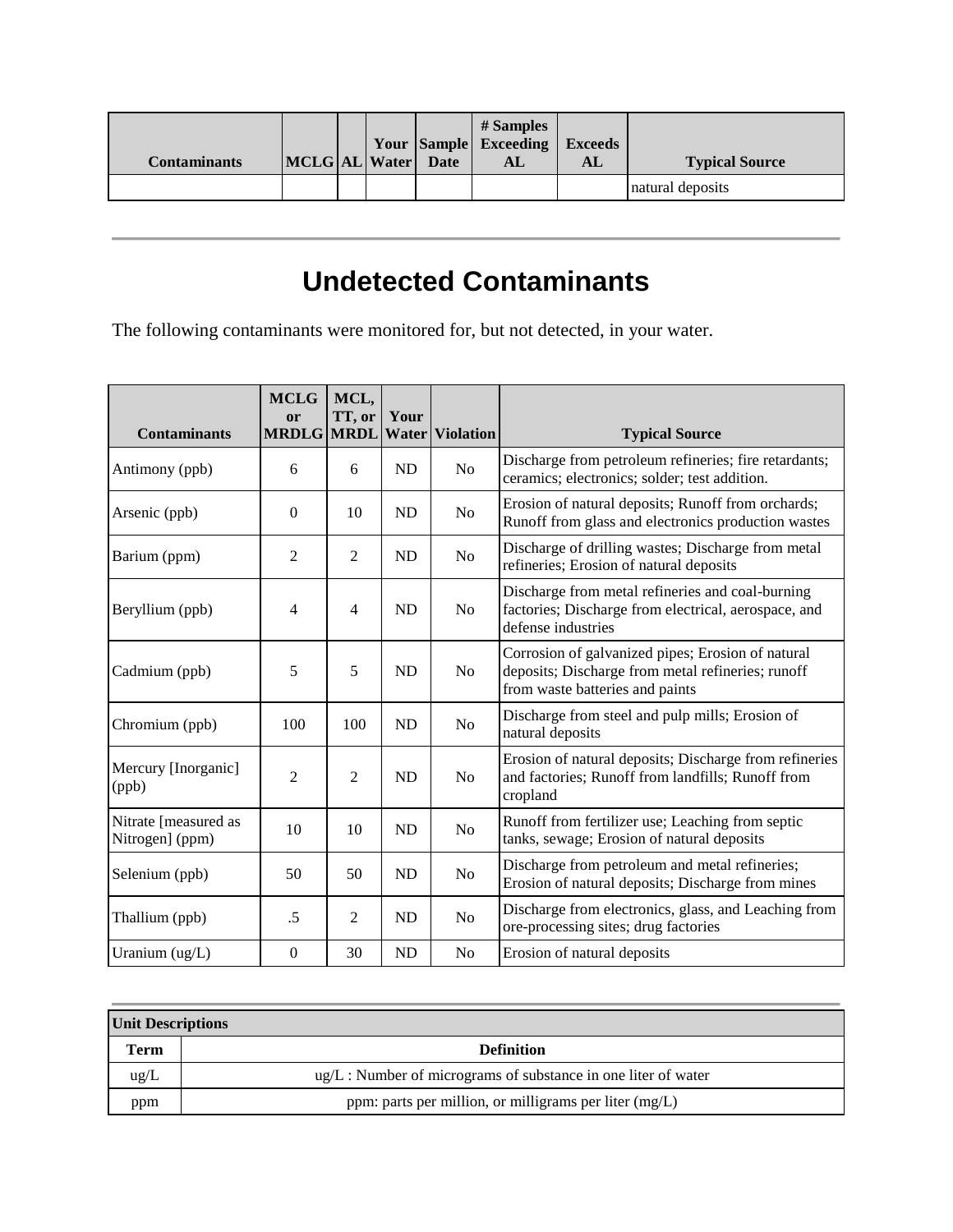| Contaminants | MCLG | AL | Your Water | Sample Date | # Samples Exceeding AL | Exceeds AL | Typical Source |
|---|---|---|---|---|---|---|---|
| | | | | | | | natural deposits |

## Undetected Contaminants

The following contaminants were monitored for, but not detected, in your water.

| Contaminants | MCLG or MRDLG | MCL, TT, or MRDL | Your Water | Violation | Typical Source |
|---|---|---|---|---|---|
| Antimony (ppb) | 6 | 6 | ND | No | Discharge from petroleum refineries; fire retardants; ceramics; electronics; solder; test addition. |
| Arsenic (ppb) | 0 | 10 | ND | No | Erosion of natural deposits; Runoff from orchards; Runoff from glass and electronics production wastes |
| Barium (ppm) | 2 | 2 | ND | No | Discharge of drilling wastes; Discharge from metal refineries; Erosion of natural deposits |
| Beryllium (ppb) | 4 | 4 | ND | No | Discharge from metal refineries and coal-burning factories; Discharge from electrical, aerospace, and defense industries |
| Cadmium (ppb) | 5 | 5 | ND | No | Corrosion of galvanized pipes; Erosion of natural deposits; Discharge from metal refineries; runoff from waste batteries and paints |
| Chromium (ppb) | 100 | 100 | ND | No | Discharge from steel and pulp mills; Erosion of natural deposits |
| Mercury [Inorganic] (ppb) | 2 | 2 | ND | No | Erosion of natural deposits; Discharge from refineries and factories; Runoff from landfills; Runoff from cropland |
| Nitrate [measured as Nitrogen] (ppm) | 10 | 10 | ND | No | Runoff from fertilizer use; Leaching from septic tanks, sewage; Erosion of natural deposits |
| Selenium (ppb) | 50 | 50 | ND | No | Discharge from petroleum and metal refineries; Erosion of natural deposits; Discharge from mines |
| Thallium (ppb) | .5 | 2 | ND | No | Discharge from electronics, glass, and Leaching from ore-processing sites; drug factories |
| Uranium (ug/L) | 0 | 30 | ND | No | Erosion of natural deposits |

| Unit Descriptions | |
|---|---|
| **Term** | **Definition** |
| ug/L | ug/L : Number of micrograms of substance in one liter of water |
| ppm | ppm: parts per million, or milligrams per liter (mg/L) |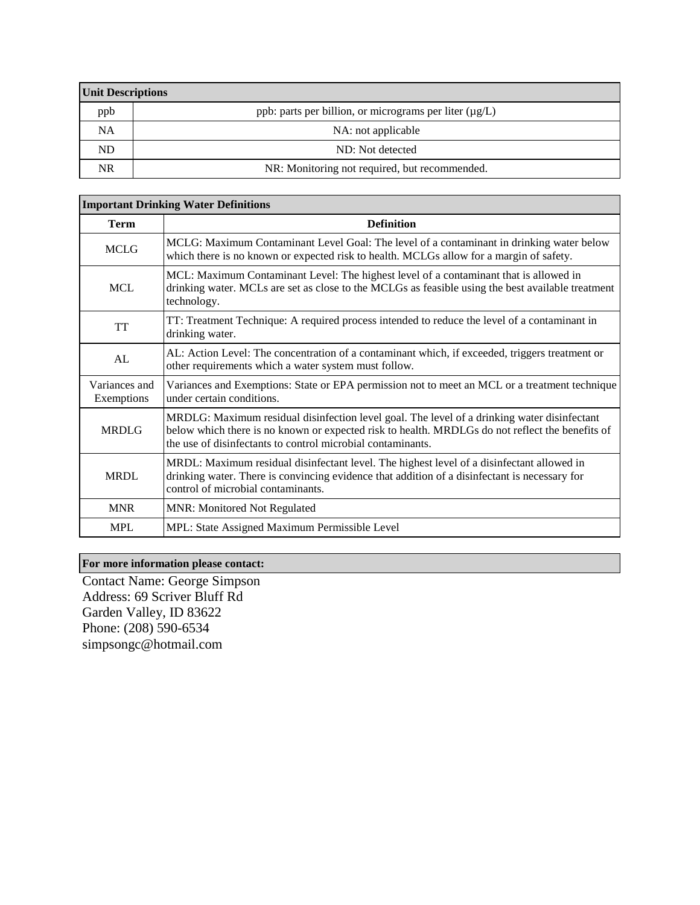| Unit Descriptions | |
|---|---|
| ppb | ppb: parts per billion, or micrograms per liter (µg/L) |
| NA | NA: not applicable |
| ND | ND: Not detected |
| NR | NR: Monitoring not required, but recommended. |

**Important Drinking Water Definitions**

| Term | Definition |
|---|---|
| MCLG | MCLG: Maximum Contaminant Level Goal: The level of a contaminant in drinking water below which there is no known or expected risk to health. MCLGs allow for a margin of safety. |
| MCL | MCL: Maximum Contaminant Level: The highest level of a contaminant that is allowed in drinking water. MCLs are set as close to the MCLGs as feasible using the best available treatment technology. |
| TT | TT: Treatment Technique: A required process intended to reduce the level of a contaminant in drinking water. |
| AL | AL: Action Level: The concentration of a contaminant which, if exceeded, triggers treatment or other requirements which a water system must follow. |
| Variances and Exemptions | Variances and Exemptions: State or EPA permission not to meet an MCL or a treatment technique under certain conditions. |
| MRDLG | MRDLG: Maximum residual disinfection level goal. The level of a drinking water disinfectant below which there is no known or expected risk to health. MRDLGs do not reflect the benefits of the use of disinfectants to control microbial contaminants. |
| MRDL | MRDL: Maximum residual disinfectant level. The highest level of a disinfectant allowed in drinking water. There is convincing evidence that addition of a disinfectant is necessary for control of microbial contaminants. |
| MNR | MNR: Monitored Not Regulated |
| MPL | MPL: State Assigned Maximum Permissible Level |

**For more information please contact:**

Contact Name: George Simpson
Address: 69 Scriver Bluff Rd
Garden Valley, ID 83622
Phone: (208) 590-6534
simpsongc@hotmail.com